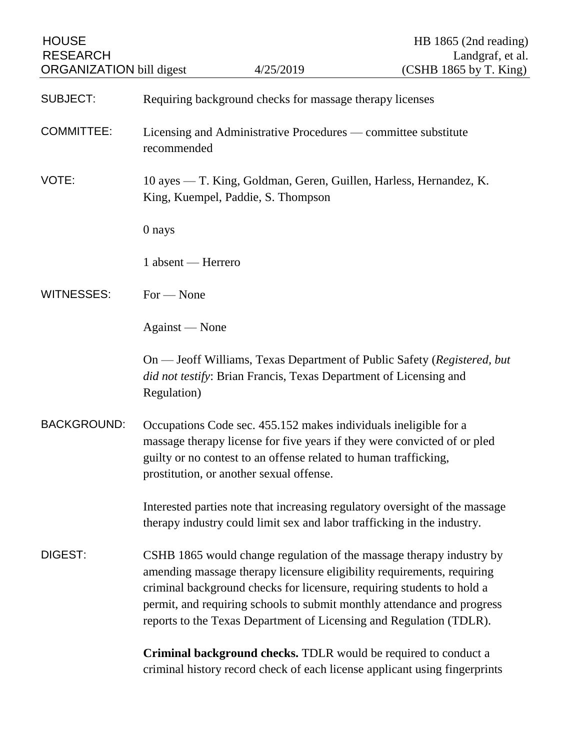HOUSE RESEARCH ORGANIZATION bill digest — 4/25/2019 — HB 1865 (2nd reading) Landgraf, et al. (CSHB 1865 by T. King)

**SUBJECT:** Requiring background checks for massage therapy licenses

**COMMITTEE:** Licensing and Administrative Procedures — committee substitute recommended

**VOTE:** 10 ayes — T. King, Goldman, Geren, Guillen, Harless, Hernandez, K. King, Kuempel, Paddie, S. Thompson

0 nays

1 absent — Herrero

**WITNESSES:** For — None

Against — None

On — Jeoff Williams, Texas Department of Public Safety (*Registered, but did not testify*: Brian Francis, Texas Department of Licensing and Regulation)

**BACKGROUND:** Occupations Code sec. 455.152 makes individuals ineligible for a massage therapy license for five years if they were convicted of or pled guilty or no contest to an offense related to human trafficking, prostitution, or another sexual offense.

Interested parties note that increasing regulatory oversight of the massage therapy industry could limit sex and labor trafficking in the industry.

**DIGEST:** CSHB 1865 would change regulation of the massage therapy industry by amending massage therapy licensure eligibility requirements, requiring criminal background checks for licensure, requiring students to hold a permit, and requiring schools to submit monthly attendance and progress reports to the Texas Department of Licensing and Regulation (TDLR).

**Criminal background checks.** TDLR would be required to conduct a criminal history record check of each license applicant using fingerprints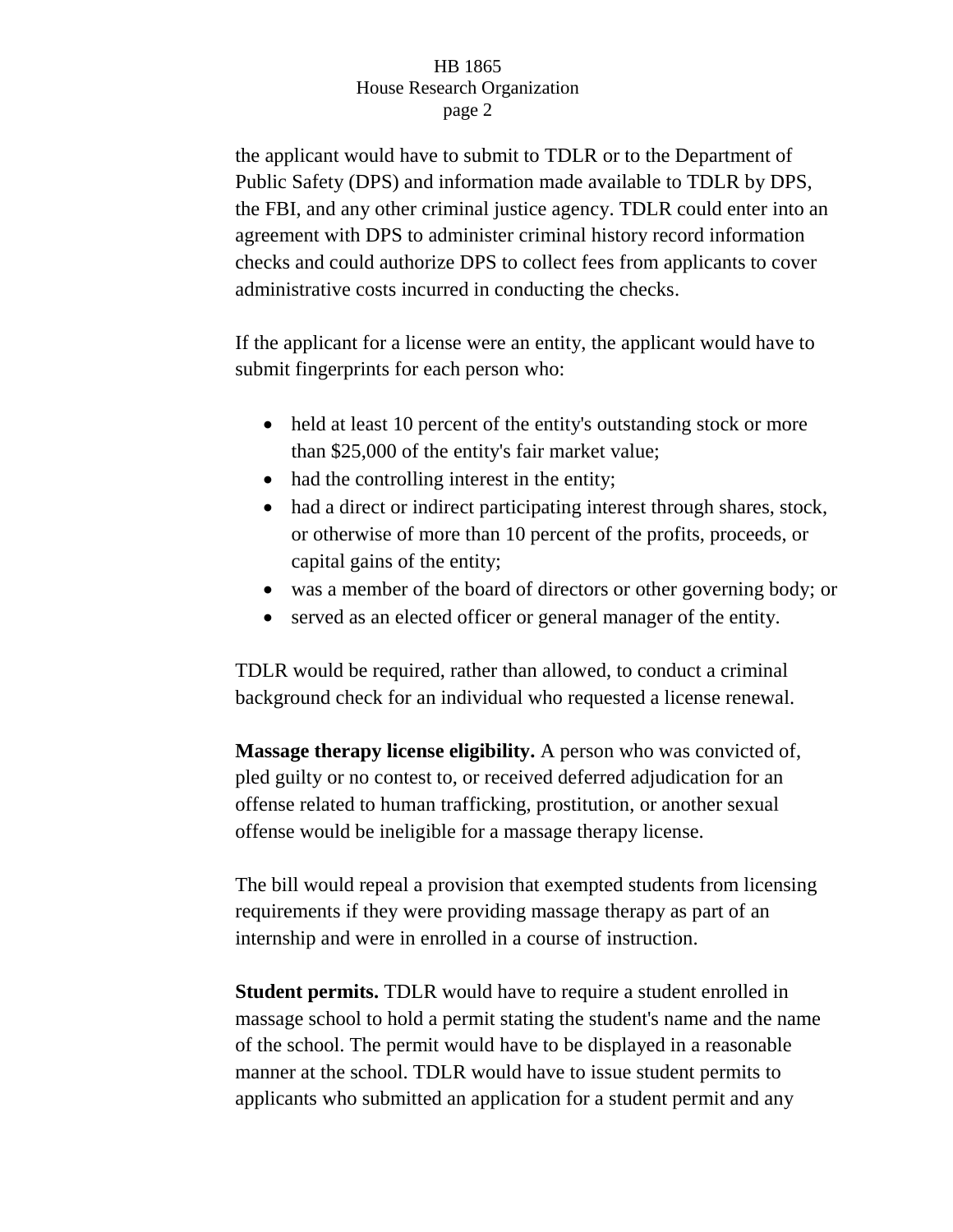the applicant would have to submit to TDLR or to the Department of Public Safety (DPS) and information made available to TDLR by DPS, the FBI, and any other criminal justice agency. TDLR could enter into an agreement with DPS to administer criminal history record information checks and could authorize DPS to collect fees from applicants to cover administrative costs incurred in conducting the checks.

If the applicant for a license were an entity, the applicant would have to submit fingerprints for each person who:

- held at least 10 percent of the entity's outstanding stock or more than $25,000 of the entity's fair market value;
- had the controlling interest in the entity;
- had a direct or indirect participating interest through shares, stock, or otherwise of more than 10 percent of the profits, proceeds, or capital gains of the entity;
- was a member of the board of directors or other governing body; or
- served as an elected officer or general manager of the entity.

TDLR would be required, rather than allowed, to conduct a criminal background check for an individual who requested a license renewal.

**Massage therapy license eligibility.** A person who was convicted of, pled guilty or no contest to, or received deferred adjudication for an offense related to human trafficking, prostitution, or another sexual offense would be ineligible for a massage therapy license.

The bill would repeal a provision that exempted students from licensing requirements if they were providing massage therapy as part of an internship and were in enrolled in a course of instruction.

**Student permits.** TDLR would have to require a student enrolled in massage school to hold a permit stating the student's name and the name of the school. The permit would have to be displayed in a reasonable manner at the school. TDLR would have to issue student permits to applicants who submitted an application for a student permit and any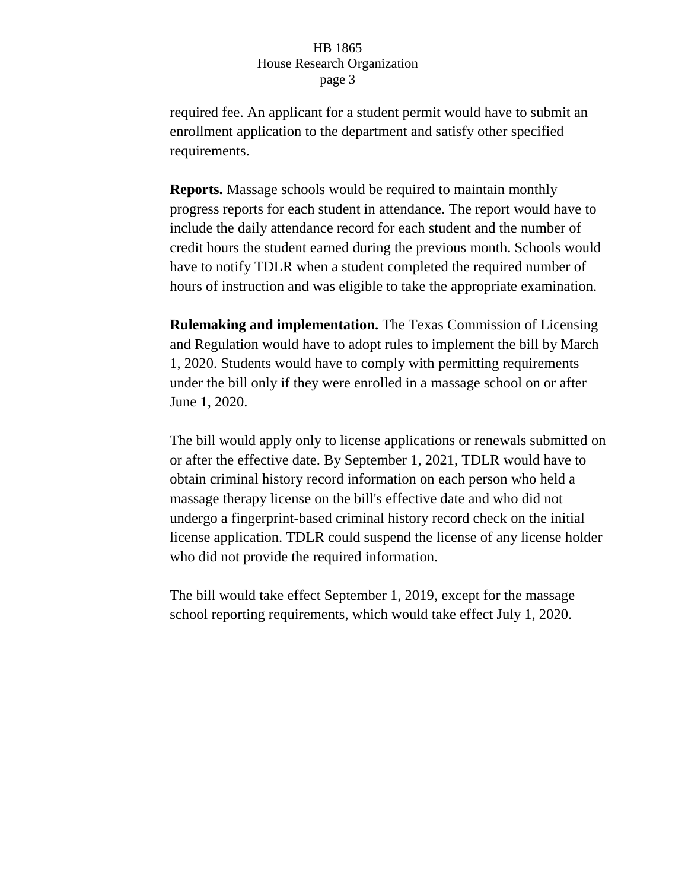required fee. An applicant for a student permit would have to submit an enrollment application to the department and satisfy other specified requirements.

**Reports.** Massage schools would be required to maintain monthly progress reports for each student in attendance. The report would have to include the daily attendance record for each student and the number of credit hours the student earned during the previous month. Schools would have to notify TDLR when a student completed the required number of hours of instruction and was eligible to take the appropriate examination.

**Rulemaking and implementation.** The Texas Commission of Licensing and Regulation would have to adopt rules to implement the bill by March 1, 2020. Students would have to comply with permitting requirements under the bill only if they were enrolled in a massage school on or after June 1, 2020.

The bill would apply only to license applications or renewals submitted on or after the effective date. By September 1, 2021, TDLR would have to obtain criminal history record information on each person who held a massage therapy license on the bill's effective date and who did not undergo a fingerprint-based criminal history record check on the initial license application. TDLR could suspend the license of any license holder who did not provide the required information.

The bill would take effect September 1, 2019, except for the massage school reporting requirements, which would take effect July 1, 2020.